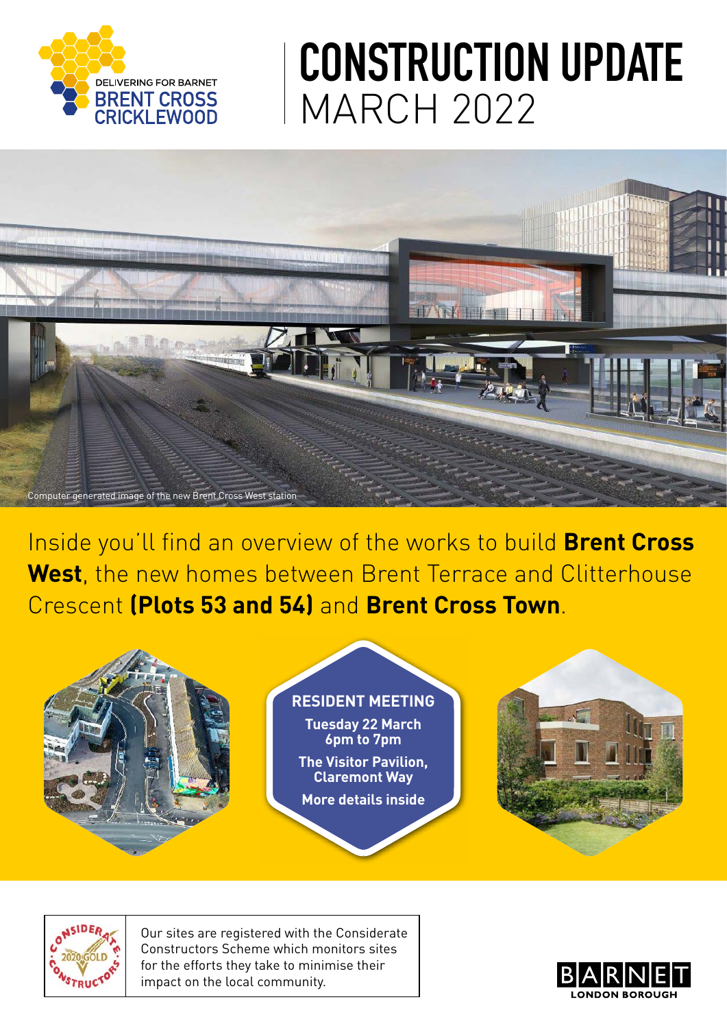DELIVERING FOR BARNET
BRENT CROSS CRICKLEWOOD

# CONSTRUCTION UPDATE
## MARCH 2022

Computer generated image of the new Brent Cross West station

Inside you'll find an overview of the works to build **Brent Cross West**, the new homes between Brent Terrace and Clitterhouse Crescent **(Plots 53 and 54)** and **Brent Cross Town**.

**RESIDENT MEETING**

**Tuesday 22 March**
**6pm to 7pm**

**The Visitor Pavilion, Claremont Way**

**More details inside**

Our sites are registered with the Considerate Constructors Scheme which monitors sites for the efforts they take to minimise their impact on the local community.

BARNET LONDON BOROUGH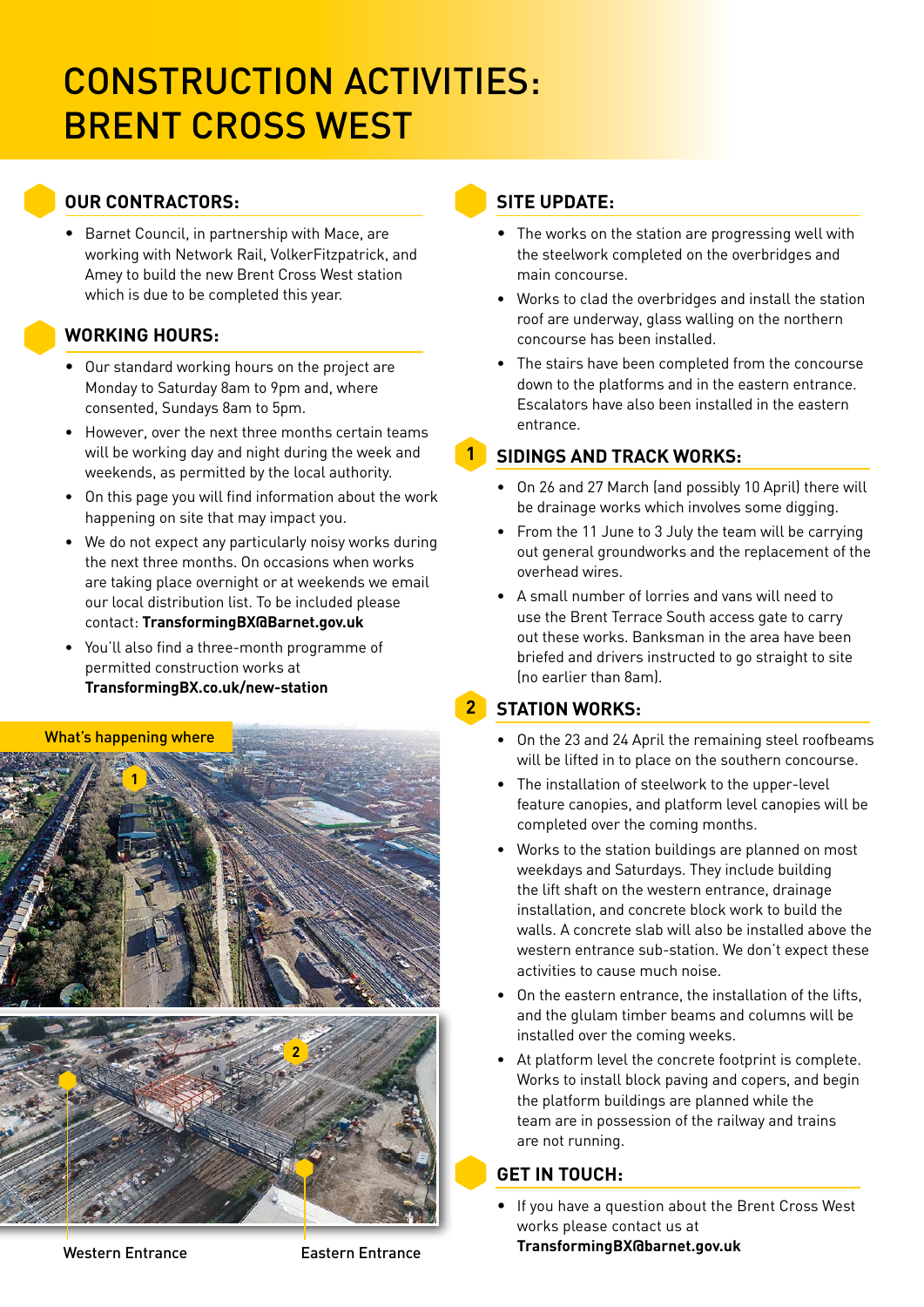# CONSTRUCTION ACTIVITIES: BRENT CROSS WEST

## OUR CONTRACTORS:

- Barnet Council, in partnership with Mace, are working with Network Rail, VolkerFitzpatrick, and Amey to build the new Brent Cross West station which is due to be completed this year.

## WORKING HOURS:

- Our standard working hours on the project are Monday to Saturday 8am to 9pm and, where consented, Sundays 8am to 5pm.
- However, over the next three months certain teams will be working day and night during the week and weekends, as permitted by the local authority.
- On this page you will find information about the work happening on site that may impact you.
- We do not expect any particularly noisy works during the next three months. On occasions when works are taking place overnight or at weekends we email our local distribution list. To be included please contact: **TransformingBX@Barnet.gov.uk**
- You'll also find a three-month programme of permitted construction works at **TransformingBX.co.uk/new-station**

What's happening where

1

2

Western Entrance

Eastern Entrance

## SITE UPDATE:

- The works on the station are progressing well with the steelwork completed on the overbridges and main concourse.
- Works to clad the overbridges and install the station roof are underway, glass walling on the northern concourse has been installed.
- The stairs have been completed from the concourse down to the platforms and in the eastern entrance. Escalators have also been installed in the eastern entrance.

## 1 SIDINGS AND TRACK WORKS:

- On 26 and 27 March (and possibly 10 April) there will be drainage works which involves some digging.
- From the 11 June to 3 July the team will be carrying out general groundworks and the replacement of the overhead wires.
- A small number of lorries and vans will need to use the Brent Terrace South access gate to carry out these works. Banksman in the area have been briefed and drivers instructed to go straight to site (no earlier than 8am).

## 2 STATION WORKS:

- On the 23 and 24 April the remaining steel roofbeams will be lifted in to place on the southern concourse.
- The installation of steelwork to the upper-level feature canopies, and platform level canopies will be completed over the coming months.
- Works to the station buildings are planned on most weekdays and Saturdays. They include building the lift shaft on the western entrance, drainage installation, and concrete block work to build the walls. A concrete slab will also be installed above the western entrance sub-station. We don't expect these activities to cause much noise.
- On the eastern entrance, the installation of the lifts, and the glulam timber beams and columns will be installed over the coming weeks.
- At platform level the concrete footprint is complete. Works to install block paving and copers, and begin the platform buildings are planned while the team are in possession of the railway and trains are not running.

## GET IN TOUCH:

- If you have a question about the Brent Cross West works please contact us at **TransformingBX@barnet.gov.uk**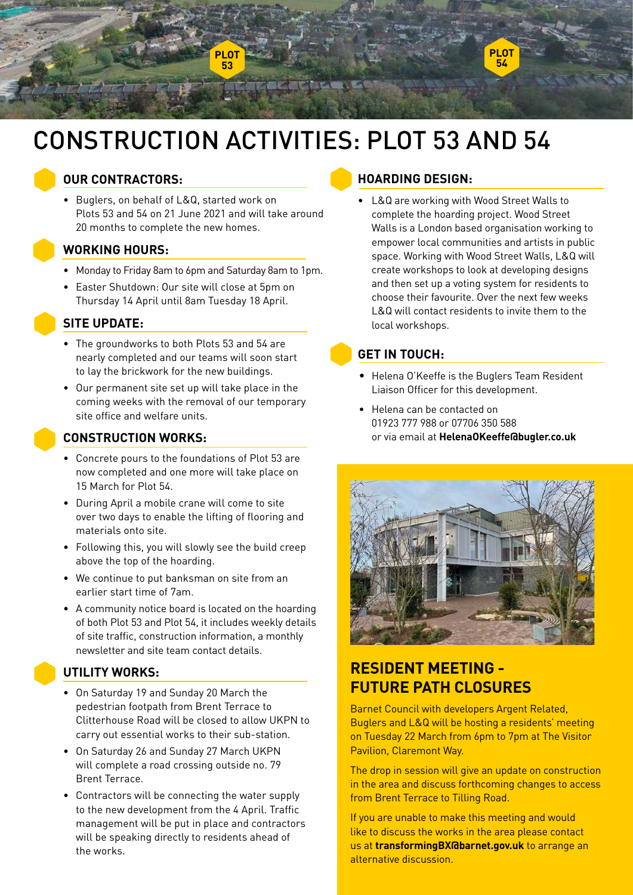# CONSTRUCTION ACTIVITIES: PLOT 53 AND 54

## OUR CONTRACTORS:

- Buglers, on behalf of L&Q, started work on Plots 53 and 54 on 21 June 2021 and will take around 20 months to complete the new homes.

## WORKING HOURS:

- Monday to Friday 8am to 6pm and Saturday 8am to 1pm.
- Easter Shutdown: Our site will close at 5pm on Thursday 14 April until 8am Tuesday 18 April.

## SITE UPDATE:

- The groundworks to both Plots 53 and 54 are nearly completed and our teams will soon start to lay the brickwork for the new buildings.
- Our permanent site set up will take place in the coming weeks with the removal of our temporary site office and welfare units.

## CONSTRUCTION WORKS:

- Concrete pours to the foundations of Plot 53 are now completed and one more will take place on 15 March for Plot 54.
- During April a mobile crane will come to site over two days to enable the lifting of flooring and materials onto site.
- Following this, you will slowly see the build creep above the top of the hoarding.
- We continue to put banksman on site from an earlier start time of 7am.
- A community notice board is located on the hoarding of both Plot 53 and Plot 54, it includes weekly details of site traffic, construction information, a monthly newsletter and site team contact details.

## UTILITY WORKS:

- On Saturday 19 and Sunday 20 March the pedestrian footpath from Brent Terrace to Clitterhouse Road will be closed to allow UKPN to carry out essential works to their sub-station.
- On Saturday 26 and Sunday 27 March UKPN will complete a road crossing outside no. 79 Brent Terrace.
- Contractors will be connecting the water supply to the new development from the 4 April. Traffic management will be put in place and contractors will be speaking directly to residents ahead of the works.

## HOARDING DESIGN:

- L&Q are working with Wood Street Walls to complete the hoarding project. Wood Street Walls is a London based organisation working to empower local communities and artists in public space. Working with Wood Street Walls, L&Q will create workshops to look at developing designs and then set up a voting system for residents to choose their favourite. Over the next few weeks L&Q will contact residents to invite them to the local workshops.

## GET IN TOUCH:

- Helena O'Keeffe is the Buglers Team Resident Liaison Officer for this development.
- Helena can be contacted on 01923 777 988 or 07706 350 588 or via email at **HelenaOKeeffe@bugler.co.uk**

## RESIDENT MEETING - FUTURE PATH CLOSURES

Barnet Council with developers Argent Related, Buglers and L&Q will be hosting a residents' meeting on Tuesday 22 March from 6pm to 7pm at The Visitor Pavilion, Claremont Way.

The drop in session will give an update on construction in the area and discuss forthcoming changes to access from Brent Terrace to Tilling Road.

If you are unable to make this meeting and would like to discuss the works in the area please contact us at **transformingBX@barnet.gov.uk** to arrange an alternative discussion.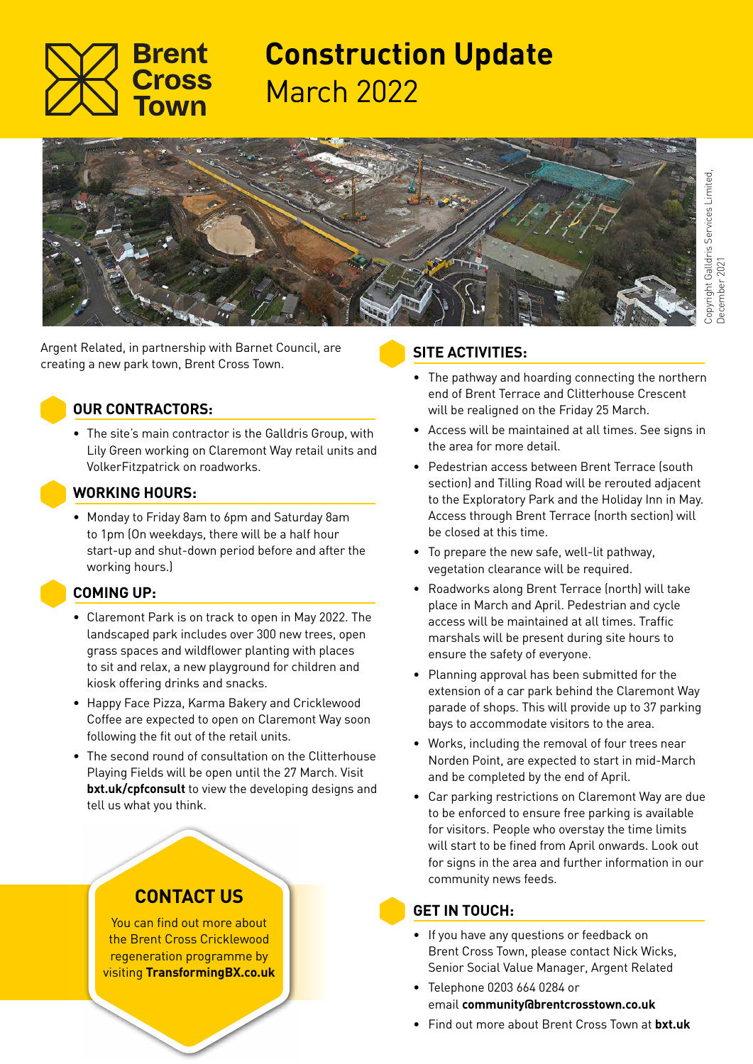# Brent Cross Town

# Construction Update
March 2022

Copyright Galldris Services Limited, December 2021

Argent Related, in partnership with Barnet Council, are creating a new park town, Brent Cross Town.

## OUR CONTRACTORS:

- The site's main contractor is the Galldris Group, with Lily Green working on Claremont Way retail units and VolkerFitzpatrick on roadworks.

## WORKING HOURS:

- Monday to Friday 8am to 6pm and Saturday 8am to 1pm (On weekdays, there will be a half hour start-up and shut-down period before and after the working hours.)

## COMING UP:

- Claremont Park is on track to open in May 2022. The landscaped park includes over 300 new trees, open grass spaces and wildflower planting with places to sit and relax, a new playground for children and kiosk offering drinks and snacks.
- Happy Face Pizza, Karma Bakery and Cricklewood Coffee are expected to open on Claremont Way soon following the fit out of the retail units.
- The second round of consultation on the Clitterhouse Playing Fields will be open until the 27 March. Visit **bxt.uk/cpfconsult** to view the developing designs and tell us what you think.

## CONTACT US

You can find out more about the Brent Cross Cricklewood regeneration programme by visiting **TransformingBX.co.uk**

## SITE ACTIVITIES:

- The pathway and hoarding connecting the northern end of Brent Terrace and Clitterhouse Crescent will be realigned on the Friday 25 March.
- Access will be maintained at all times. See signs in the area for more detail.
- Pedestrian access between Brent Terrace (south section) and Tilling Road will be rerouted adjacent to the Exploratory Park and the Holiday Inn in May. Access through Brent Terrace (north section) will be closed at this time.
- To prepare the new safe, well-lit pathway, vegetation clearance will be required.
- Roadworks along Brent Terrace (north) will take place in March and April. Pedestrian and cycle access will be maintained at all times. Traffic marshals will be present during site hours to ensure the safety of everyone.
- Planning approval has been submitted for the extension of a car park behind the Claremont Way parade of shops. This will provide up to 37 parking bays to accommodate visitors to the area.
- Works, including the removal of four trees near Norden Point, are expected to start in mid-March and be completed by the end of April.
- Car parking restrictions on Claremont Way are due to be enforced to ensure free parking is available for visitors. People who overstay the time limits will start to be fined from April onwards. Look out for signs in the area and further information in our community news feeds.

## GET IN TOUCH:

- If you have any questions or feedback on Brent Cross Town, please contact Nick Wicks, Senior Social Value Manager, Argent Related
- Telephone 0203 664 0284 or email **community@brentcrosstown.co.uk**
- Find out more about Brent Cross Town at **bxt.uk**